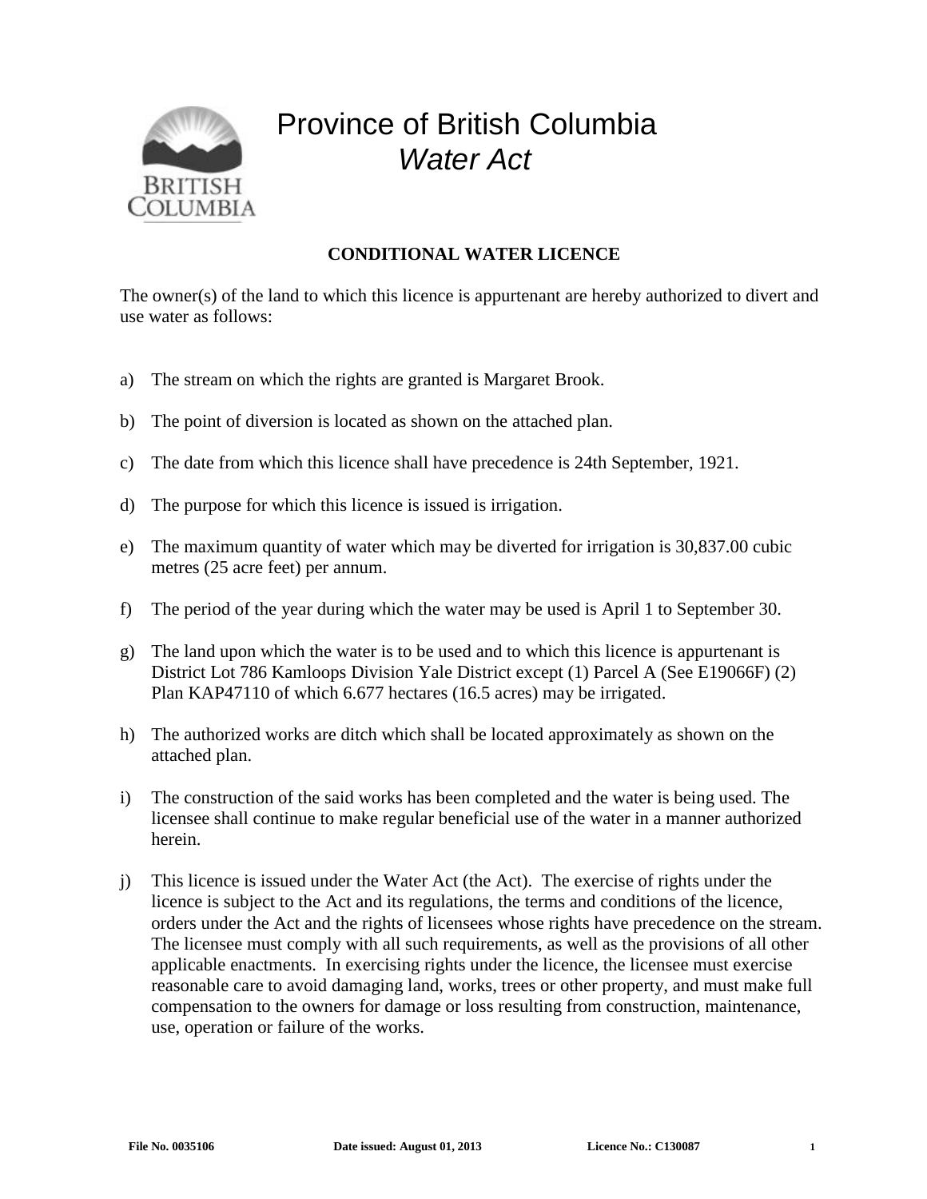# Province of British Columbia

## *Water Act*

**CONDITIONAL WATER LICENCE**

The owner(s) of the land to which this licence is appurtenant are hereby authorized to divert and use water as follows:

a) The stream on which the rights are granted is Margaret Brook.

b) The point of diversion is located as shown on the attached plan.

c) The date from which this licence shall have precedence is 24th September, 1921.

d) The purpose for which this licence is issued is irrigation.

e) The maximum quantity of water which may be diverted for irrigation is 30,837.00 cubic metres (25 acre feet) per annum.

f) The period of the year during which the water may be used is April 1 to September 30.

g) The land upon which the water is to be used and to which this licence is appurtenant is District Lot 786 Kamloops Division Yale District except (1) Parcel A (See E19066F) (2) Plan KAP47110 of which 6.677 hectares (16.5 acres) may be irrigated.

h) The authorized works are ditch which shall be located approximately as shown on the attached plan.

i) The construction of the said works has been completed and the water is being used. The licensee shall continue to make regular beneficial use of the water in a manner authorized herein.

j) This licence is issued under the Water Act (the Act). The exercise of rights under the licence is subject to the Act and its regulations, the terms and conditions of the licence, orders under the Act and the rights of licensees whose rights have precedence on the stream. The licensee must comply with all such requirements, as well as the provisions of all other applicable enactments. In exercising rights under the licence, the licensee must exercise reasonable care to avoid damaging land, works, trees or other property, and must make full compensation to the owners for damage or loss resulting from construction, maintenance, use, operation or failure of the works.

**File No. 0035106** **Date issued: August 01, 2013** **Licence No.: C130087**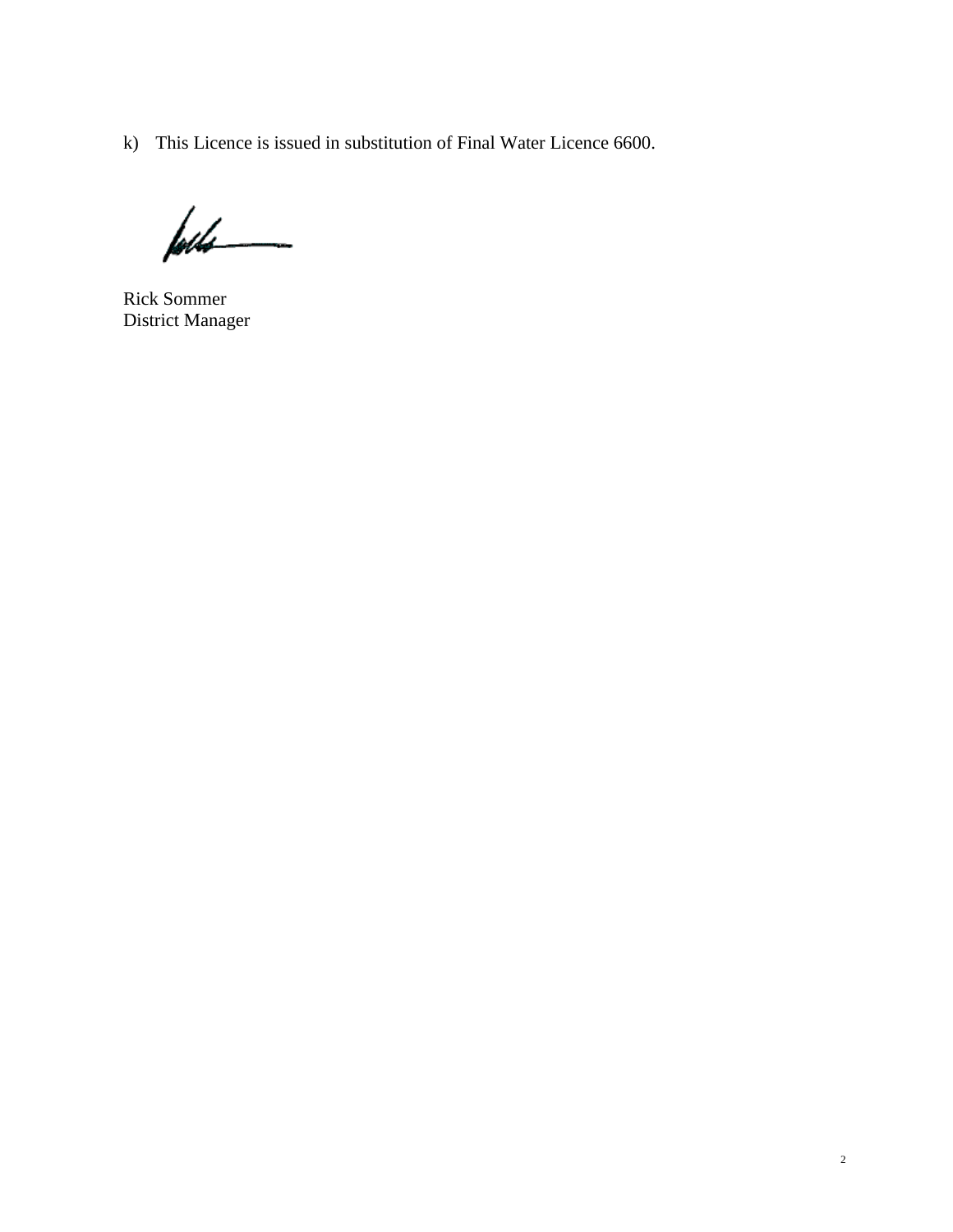k) This Licence is issued in substitution of Final Water Licence 6600.

Rick Sommer
District Manager